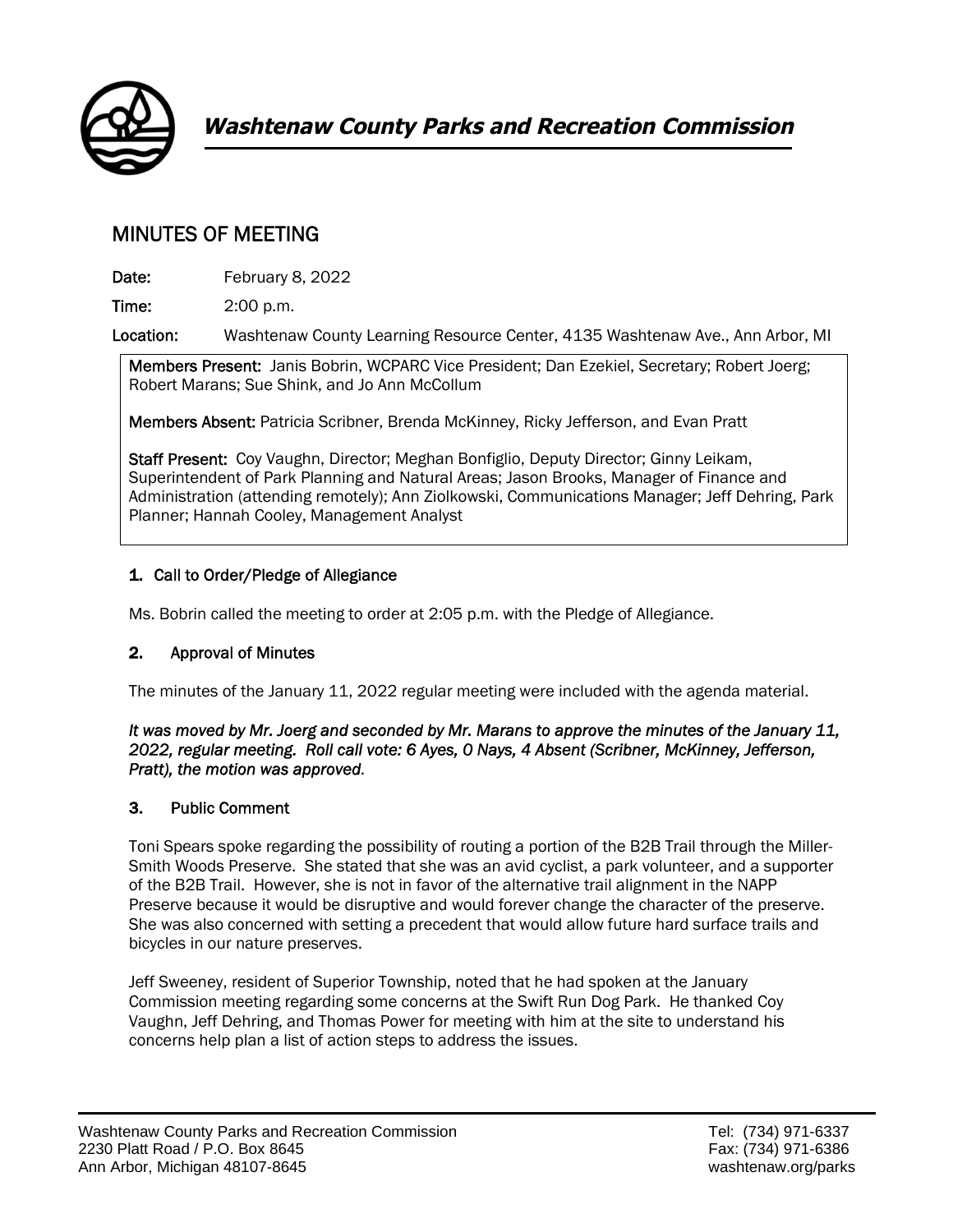# Washtenaw County Parks and Recreation Commission

## MINUTES OF MEETING

**Date:** February 8, 2022

**Time:** 2:00 p.m.

**Location:** Washtenaw County Learning Resource Center, 4135 Washtenaw Ave., Ann Arbor, MI

**Members Present:** Janis Bobrin, WCPARC Vice President; Dan Ezekiel, Secretary; Robert Joerg; Robert Marans; Sue Shink, and Jo Ann McCollum

**Members Absent:** Patricia Scribner, Brenda McKinney, Ricky Jefferson, and Evan Pratt

**Staff Present:** Coy Vaughn, Director; Meghan Bonfiglio, Deputy Director; Ginny Leikam, Superintendent of Park Planning and Natural Areas; Jason Brooks, Manager of Finance and Administration (attending remotely); Ann Ziolkowski, Communications Manager; Jeff Dehring, Park Planner; Hannah Cooley, Management Analyst

### 1. Call to Order/Pledge of Allegiance

Ms. Bobrin called the meeting to order at 2:05 p.m. with the Pledge of Allegiance.

### 2. Approval of Minutes

The minutes of the January 11, 2022 regular meeting were included with the agenda material.

***It was moved by Mr. Joerg and seconded by Mr. Marans to approve the minutes of the January 11, 2022, regular meeting. Roll call vote: 6 Ayes, 0 Nays, 4 Absent (Scribner, McKinney, Jefferson, Pratt), the motion was approved.***

### 3. Public Comment

Toni Spears spoke regarding the possibility of routing a portion of the B2B Trail through the Miller-Smith Woods Preserve. She stated that she was an avid cyclist, a park volunteer, and a supporter of the B2B Trail. However, she is not in favor of the alternative trail alignment in the NAPP Preserve because it would be disruptive and would forever change the character of the preserve. She was also concerned with setting a precedent that would allow future hard surface trails and bicycles in our nature preserves.

Jeff Sweeney, resident of Superior Township, noted that he had spoken at the January Commission meeting regarding some concerns at the Swift Run Dog Park. He thanked Coy Vaughn, Jeff Dehring, and Thomas Power for meeting with him at the site to understand his concerns help plan a list of action steps to address the issues.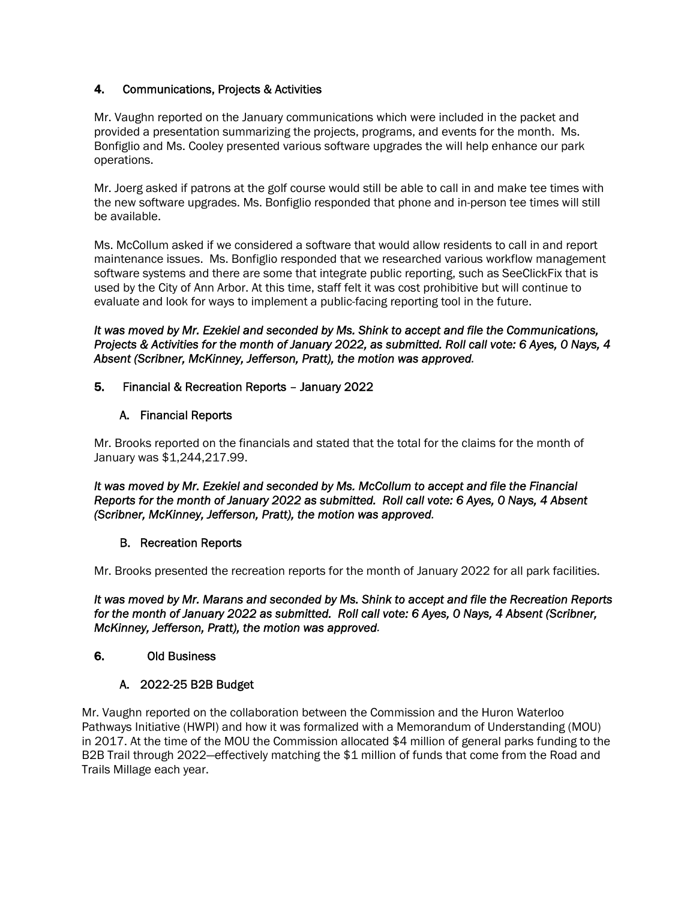## 4. Communications, Projects & Activities

Mr. Vaughn reported on the January communications which were included in the packet and provided a presentation summarizing the projects, programs, and events for the month. Ms. Bonfiglio and Ms. Cooley presented various software upgrades the will help enhance our park operations.

Mr. Joerg asked if patrons at the golf course would still be able to call in and make tee times with the new software upgrades. Ms. Bonfiglio responded that phone and in-person tee times will still be available.

Ms. McCollum asked if we considered a software that would allow residents to call in and report maintenance issues. Ms. Bonfiglio responded that we researched various workflow management software systems and there are some that integrate public reporting, such as SeeClickFix that is used by the City of Ann Arbor. At this time, staff felt it was cost prohibitive but will continue to evaluate and look for ways to implement a public-facing reporting tool in the future.

*It was moved by Mr. Ezekiel and seconded by Ms. Shink to accept and file the Communications, Projects & Activities for the month of January 2022, as submitted. Roll call vote: 6 Ayes, 0 Nays, 4 Absent (Scribner, McKinney, Jefferson, Pratt), the motion was approved.*

## 5. Financial & Recreation Reports – January 2022

### A. Financial Reports

Mr. Brooks reported on the financials and stated that the total for the claims for the month of January was $1,244,217.99.

*It was moved by Mr. Ezekiel and seconded by Ms. McCollum to accept and file the Financial Reports for the month of January 2022 as submitted. Roll call vote: 6 Ayes, 0 Nays, 4 Absent (Scribner, McKinney, Jefferson, Pratt), the motion was approved.*

### B. Recreation Reports

Mr. Brooks presented the recreation reports for the month of January 2022 for all park facilities.

*It was moved by Mr. Marans and seconded by Ms. Shink to accept and file the Recreation Reports for the month of January 2022 as submitted. Roll call vote: 6 Ayes, 0 Nays, 4 Absent (Scribner, McKinney, Jefferson, Pratt), the motion was approved.*

## 6. Old Business

### A. 2022-25 B2B Budget

Mr. Vaughn reported on the collaboration between the Commission and the Huron Waterloo Pathways Initiative (HWPI) and how it was formalized with a Memorandum of Understanding (MOU) in 2017. At the time of the MOU the Commission allocated $4 million of general parks funding to the B2B Trail through 2022—effectively matching the $1 million of funds that come from the Road and Trails Millage each year.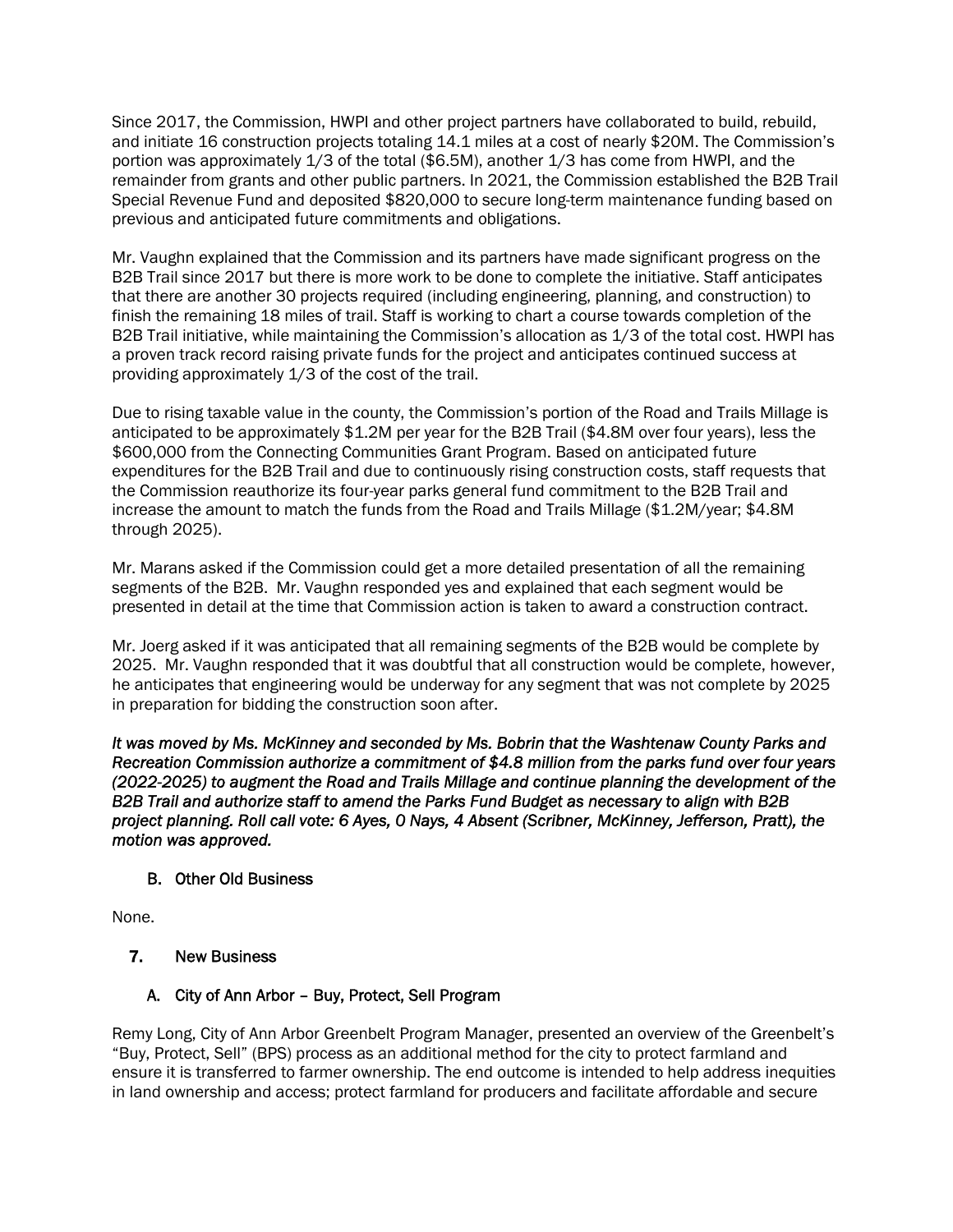Since 2017, the Commission, HWPI and other project partners have collaborated to build, rebuild, and initiate 16 construction projects totaling 14.1 miles at a cost of nearly $20M. The Commission's portion was approximately 1/3 of the total ($6.5M), another 1/3 has come from HWPI, and the remainder from grants and other public partners. In 2021, the Commission established the B2B Trail Special Revenue Fund and deposited $820,000 to secure long-term maintenance funding based on previous and anticipated future commitments and obligations.

Mr. Vaughn explained that the Commission and its partners have made significant progress on the B2B Trail since 2017 but there is more work to be done to complete the initiative. Staff anticipates that there are another 30 projects required (including engineering, planning, and construction) to finish the remaining 18 miles of trail. Staff is working to chart a course towards completion of the B2B Trail initiative, while maintaining the Commission's allocation as 1/3 of the total cost. HWPI has a proven track record raising private funds for the project and anticipates continued success at providing approximately 1/3 of the cost of the trail.

Due to rising taxable value in the county, the Commission's portion of the Road and Trails Millage is anticipated to be approximately $1.2M per year for the B2B Trail ($4.8M over four years), less the $600,000 from the Connecting Communities Grant Program. Based on anticipated future expenditures for the B2B Trail and due to continuously rising construction costs, staff requests that the Commission reauthorize its four-year parks general fund commitment to the B2B Trail and increase the amount to match the funds from the Road and Trails Millage ($1.2M/year; $4.8M through 2025).

Mr. Marans asked if the Commission could get a more detailed presentation of all the remaining segments of the B2B. Mr. Vaughn responded yes and explained that each segment would be presented in detail at the time that Commission action is taken to award a construction contract.

Mr. Joerg asked if it was anticipated that all remaining segments of the B2B would be complete by 2025. Mr. Vaughn responded that it was doubtful that all construction would be complete, however, he anticipates that engineering would be underway for any segment that was not complete by 2025 in preparation for bidding the construction soon after.

*It was moved by Ms. McKinney and seconded by Ms. Bobrin that the Washtenaw County Parks and Recreation Commission authorize a commitment of $4.8 million from the parks fund over four years (2022-2025) to augment the Road and Trails Millage and continue planning the development of the B2B Trail and authorize staff to amend the Parks Fund Budget as necessary to align with B2B project planning. Roll call vote: 6 Ayes, 0 Nays, 4 Absent (Scribner, McKinney, Jefferson, Pratt), the motion was approved.*

### B. Other Old Business

None.

## 7. New Business

### A. City of Ann Arbor – Buy, Protect, Sell Program

Remy Long, City of Ann Arbor Greenbelt Program Manager, presented an overview of the Greenbelt's "Buy, Protect, Sell" (BPS) process as an additional method for the city to protect farmland and ensure it is transferred to farmer ownership. The end outcome is intended to help address inequities in land ownership and access; protect farmland for producers and facilitate affordable and secure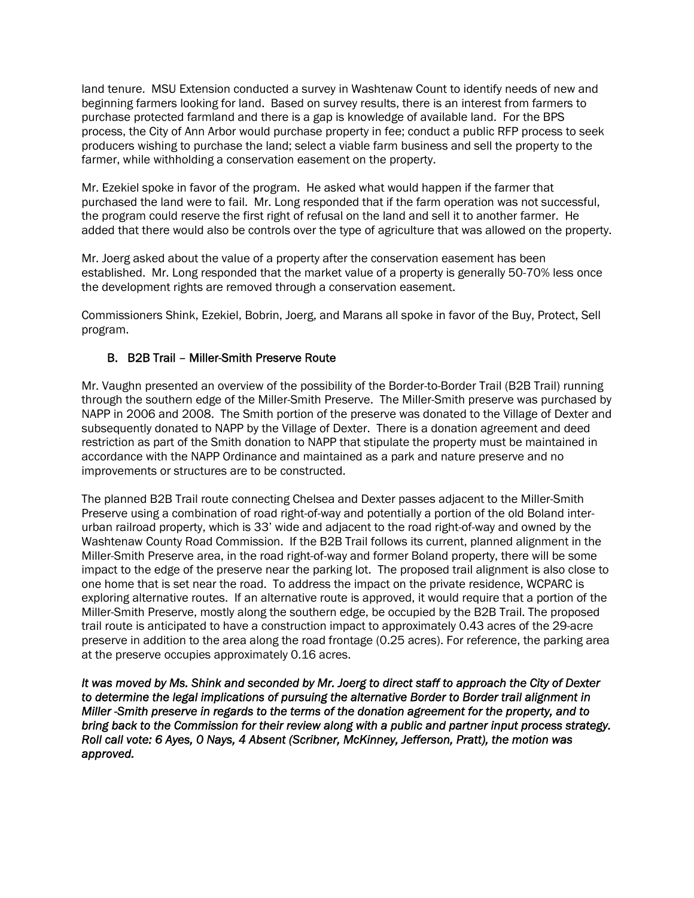land tenure. MSU Extension conducted a survey in Washtenaw Count to identify needs of new and beginning farmers looking for land. Based on survey results, there is an interest from farmers to purchase protected farmland and there is a gap is knowledge of available land. For the BPS process, the City of Ann Arbor would purchase property in fee; conduct a public RFP process to seek producers wishing to purchase the land; select a viable farm business and sell the property to the farmer, while withholding a conservation easement on the property.

Mr. Ezekiel spoke in favor of the program. He asked what would happen if the farmer that purchased the land were to fail. Mr. Long responded that if the farm operation was not successful, the program could reserve the first right of refusal on the land and sell it to another farmer. He added that there would also be controls over the type of agriculture that was allowed on the property.

Mr. Joerg asked about the value of a property after the conservation easement has been established. Mr. Long responded that the market value of a property is generally 50-70% less once the development rights are removed through a conservation easement.

Commissioners Shink, Ezekiel, Bobrin, Joerg, and Marans all spoke in favor of the Buy, Protect, Sell program.

B. B2B Trail – Miller-Smith Preserve Route

Mr. Vaughn presented an overview of the possibility of the Border-to-Border Trail (B2B Trail) running through the southern edge of the Miller-Smith Preserve. The Miller-Smith preserve was purchased by NAPP in 2006 and 2008. The Smith portion of the preserve was donated to the Village of Dexter and subsequently donated to NAPP by the Village of Dexter. There is a donation agreement and deed restriction as part of the Smith donation to NAPP that stipulate the property must be maintained in accordance with the NAPP Ordinance and maintained as a park and nature preserve and no improvements or structures are to be constructed.

The planned B2B Trail route connecting Chelsea and Dexter passes adjacent to the Miller-Smith Preserve using a combination of road right-of-way and potentially a portion of the old Boland inter-urban railroad property, which is 33' wide and adjacent to the road right-of-way and owned by the Washtenaw County Road Commission. If the B2B Trail follows its current, planned alignment in the Miller-Smith Preserve area, in the road right-of-way and former Boland property, there will be some impact to the edge of the preserve near the parking lot. The proposed trail alignment is also close to one home that is set near the road. To address the impact on the private residence, WCPARC is exploring alternative routes. If an alternative route is approved, it would require that a portion of the Miller-Smith Preserve, mostly along the southern edge, be occupied by the B2B Trail. The proposed trail route is anticipated to have a construction impact to approximately 0.43 acres of the 29-acre preserve in addition to the area along the road frontage (0.25 acres). For reference, the parking area at the preserve occupies approximately 0.16 acres.

*It was moved by Ms. Shink and seconded by Mr. Joerg to direct staff to approach the City of Dexter to determine the legal implications of pursuing the alternative Border to Border trail alignment in Miller -Smith preserve in regards to the terms of the donation agreement for the property, and to bring back to the Commission for their review along with a public and partner input process strategy. Roll call vote: 6 Ayes, 0 Nays, 4 Absent (Scribner, McKinney, Jefferson, Pratt), the motion was approved.*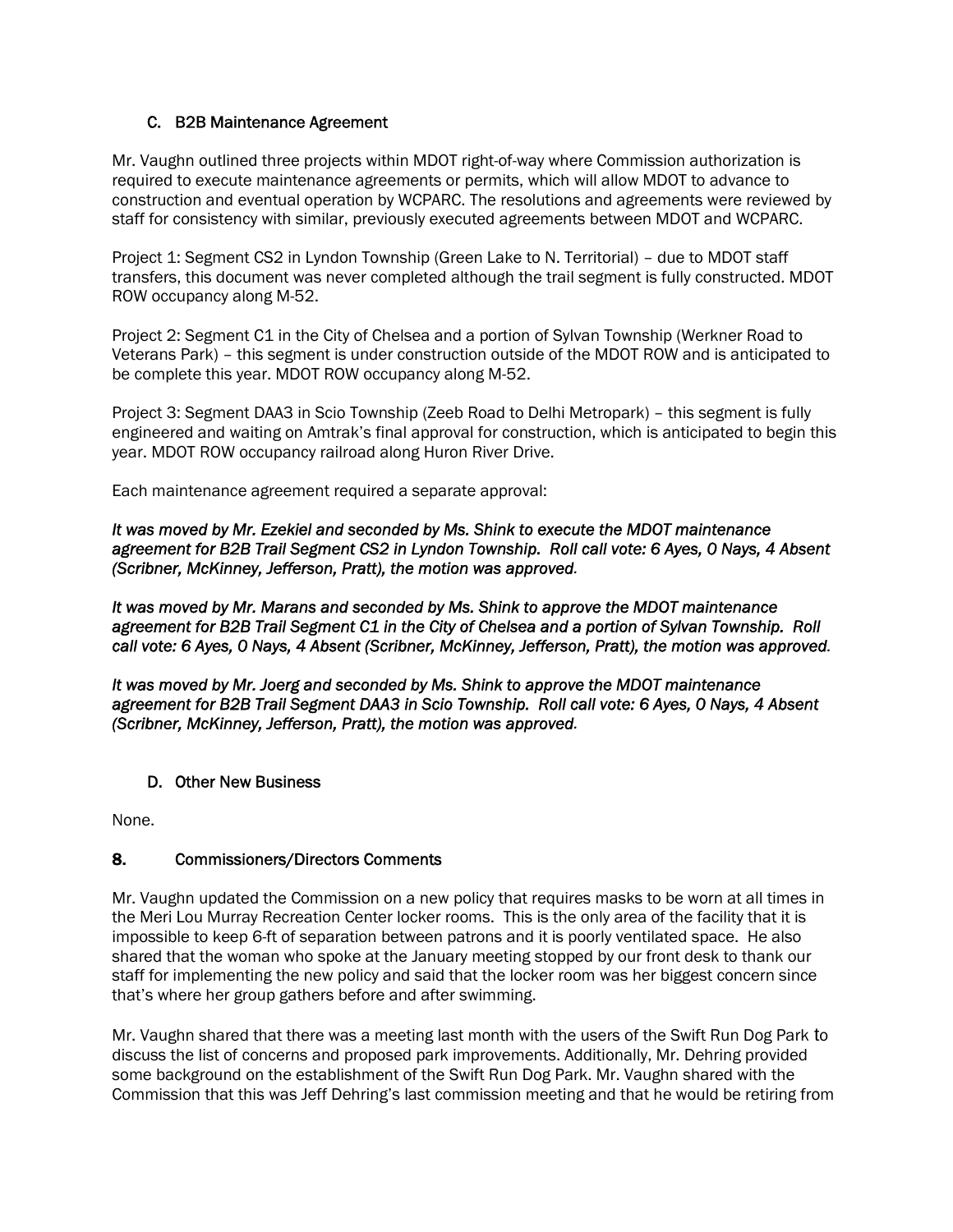### C. B2B Maintenance Agreement

Mr. Vaughn outlined three projects within MDOT right-of-way where Commission authorization is required to execute maintenance agreements or permits, which will allow MDOT to advance to construction and eventual operation by WCPARC. The resolutions and agreements were reviewed by staff for consistency with similar, previously executed agreements between MDOT and WCPARC.

Project 1: Segment CS2 in Lyndon Township (Green Lake to N. Territorial) – due to MDOT staff transfers, this document was never completed although the trail segment is fully constructed. MDOT ROW occupancy along M-52.

Project 2: Segment C1 in the City of Chelsea and a portion of Sylvan Township (Werkner Road to Veterans Park) – this segment is under construction outside of the MDOT ROW and is anticipated to be complete this year. MDOT ROW occupancy along M-52.

Project 3: Segment DAA3 in Scio Township (Zeeb Road to Delhi Metropark) – this segment is fully engineered and waiting on Amtrak's final approval for construction, which is anticipated to begin this year. MDOT ROW occupancy railroad along Huron River Drive.

Each maintenance agreement required a separate approval:

*It was moved by Mr. Ezekiel and seconded by Ms. Shink to execute the MDOT maintenance agreement for B2B Trail Segment CS2 in Lyndon Township. Roll call vote: 6 Ayes, 0 Nays, 4 Absent (Scribner, McKinney, Jefferson, Pratt), the motion was approved.*

*It was moved by Mr. Marans and seconded by Ms. Shink to approve the MDOT maintenance agreement for B2B Trail Segment C1 in the City of Chelsea and a portion of Sylvan Township. Roll call vote: 6 Ayes, 0 Nays, 4 Absent (Scribner, McKinney, Jefferson, Pratt), the motion was approved.*

*It was moved by Mr. Joerg and seconded by Ms. Shink to approve the MDOT maintenance agreement for B2B Trail Segment DAA3 in Scio Township. Roll call vote: 6 Ayes, 0 Nays, 4 Absent (Scribner, McKinney, Jefferson, Pratt), the motion was approved.*

### D. Other New Business

None.

## 8. Commissioners/Directors Comments

Mr. Vaughn updated the Commission on a new policy that requires masks to be worn at all times in the Meri Lou Murray Recreation Center locker rooms. This is the only area of the facility that it is impossible to keep 6-ft of separation between patrons and it is poorly ventilated space. He also shared that the woman who spoke at the January meeting stopped by our front desk to thank our staff for implementing the new policy and said that the locker room was her biggest concern since that's where her group gathers before and after swimming.

Mr. Vaughn shared that there was a meeting last month with the users of the Swift Run Dog Park to discuss the list of concerns and proposed park improvements. Additionally, Mr. Dehring provided some background on the establishment of the Swift Run Dog Park. Mr. Vaughn shared with the Commission that this was Jeff Dehring's last commission meeting and that he would be retiring from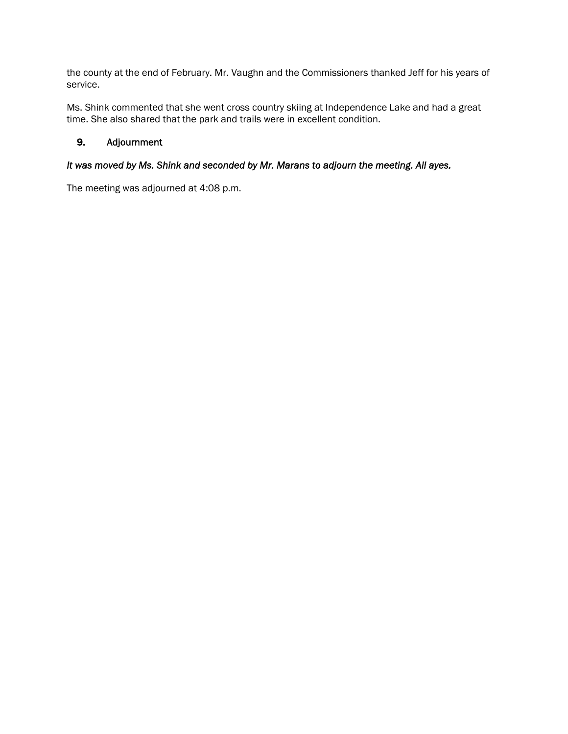the county at the end of February. Mr. Vaughn and the Commissioners thanked Jeff for his years of service.

Ms. Shink commented that she went cross country skiing at Independence Lake and had a great time. She also shared that the park and trails were in excellent condition.

## 9. Adjournment

*It was moved by Ms. Shink and seconded by Mr. Marans to adjourn the meeting. All ayes.*

The meeting was adjourned at 4:08 p.m.